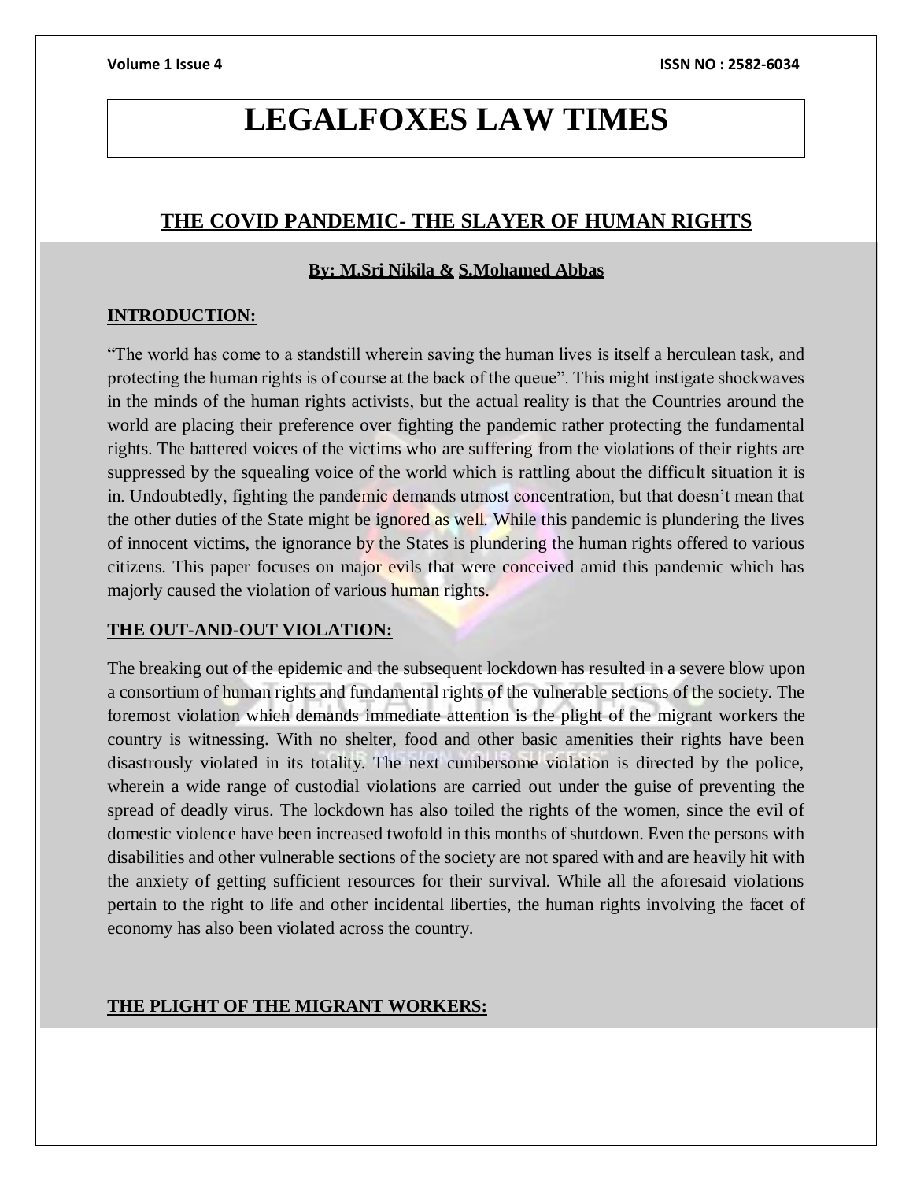# LEGALFOXES LAW TIMES

## THE COVID PANDEMIC- THE SLAYER OF HUMAN RIGHTS

**By: M.Sri Nikila & S.Mohamed Abbas**

### INTRODUCTION:

"The world has come to a standstill wherein saving the human lives is itself a herculean task, and protecting the human rights is of course at the back of the queue". This might instigate shockwaves in the minds of the human rights activists, but the actual reality is that the Countries around the world are placing their preference over fighting the pandemic rather protecting the fundamental rights. The battered voices of the victims who are suffering from the violations of their rights are suppressed by the squealing voice of the world which is rattling about the difficult situation it is in. Undoubtedly, fighting the pandemic demands utmost concentration, but that doesn't mean that the other duties of the State might be ignored as well. While this pandemic is plundering the lives of innocent victims, the ignorance by the States is plundering the human rights offered to various citizens. This paper focuses on major evils that were conceived amid this pandemic which has majorly caused the violation of various human rights.

### THE OUT-AND-OUT VIOLATION:

The breaking out of the epidemic and the subsequent lockdown has resulted in a severe blow upon a consortium of human rights and fundamental rights of the vulnerable sections of the society. The foremost violation which demands immediate attention is the plight of the migrant workers the country is witnessing. With no shelter, food and other basic amenities their rights have been disastrously violated in its totality. The next cumbersome violation is directed by the police, wherein a wide range of custodial violations are carried out under the guise of preventing the spread of deadly virus. The lockdown has also toiled the rights of the women, since the evil of domestic violence have been increased twofold in this months of shutdown. Even the persons with disabilities and other vulnerable sections of the society are not spared with and are heavily hit with the anxiety of getting sufficient resources for their survival. While all the aforesaid violations pertain to the right to life and other incidental liberties, the human rights involving the facet of economy has also been violated across the country.

### THE PLIGHT OF THE MIGRANT WORKERS: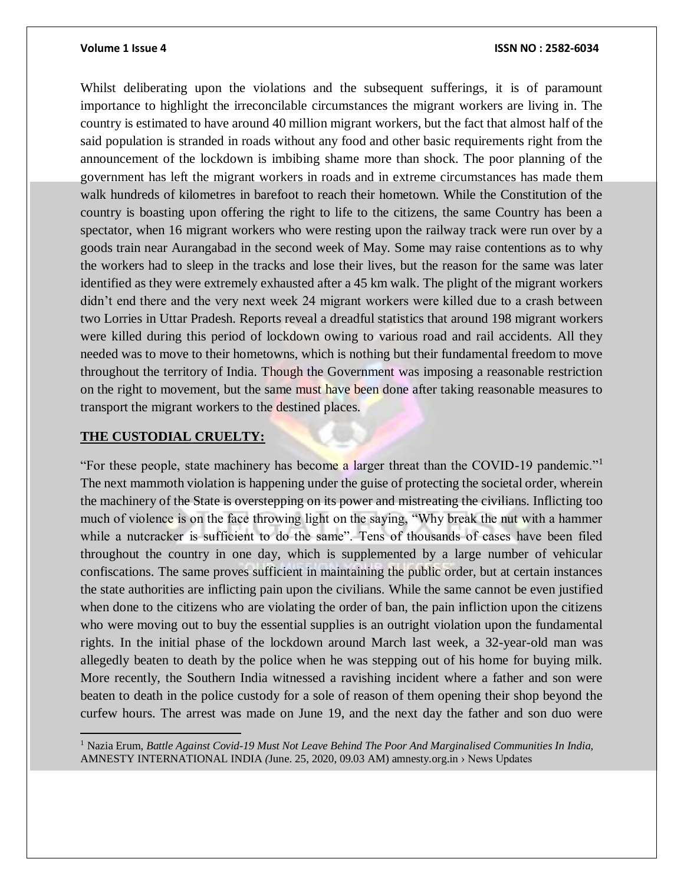Whilst deliberating upon the violations and the subsequent sufferings, it is of paramount importance to highlight the irreconcilable circumstances the migrant workers are living in. The country is estimated to have around 40 million migrant workers, but the fact that almost half of the said population is stranded in roads without any food and other basic requirements right from the announcement of the lockdown is imbibing shame more than shock. The poor planning of the government has left the migrant workers in roads and in extreme circumstances has made them walk hundreds of kilometres in barefoot to reach their hometown. While the Constitution of the country is boasting upon offering the right to life to the citizens, the same Country has been a spectator, when 16 migrant workers who were resting upon the railway track were run over by a goods train near Aurangabad in the second week of May. Some may raise contentions as to why the workers had to sleep in the tracks and lose their lives, but the reason for the same was later identified as they were extremely exhausted after a 45 km walk. The plight of the migrant workers didn't end there and the very next week 24 migrant workers were killed due to a crash between two Lorries in Uttar Pradesh. Reports reveal a dreadful statistics that around 198 migrant workers were killed during this period of lockdown owing to various road and rail accidents. All they needed was to move to their hometowns, which is nothing but their fundamental freedom to move throughout the territory of India. Though the Government was imposing a reasonable restriction on the right to movement, but the same must have been done after taking reasonable measures to transport the migrant workers to the destined places.

## THE CUSTODIAL CRUELTY:

"For these people, state machinery has become a larger threat than the COVID-19 pandemic."[1] The next mammoth violation is happening under the guise of protecting the societal order, wherein the machinery of the State is overstepping on its power and mistreating the civilians. Inflicting too much of violence is on the face throwing light on the saying, "Why break the nut with a hammer while a nutcracker is sufficient to do the same". Tens of thousands of cases have been filed throughout the country in one day, which is supplemented by a large number of vehicular confiscations. The same proves sufficient in maintaining the public order, but at certain instances the state authorities are inflicting pain upon the civilians. While the same cannot be even justified when done to the citizens who are violating the order of ban, the pain infliction upon the citizens who were moving out to buy the essential supplies is an outright violation upon the fundamental rights. In the initial phase of the lockdown around March last week, a 32-year-old man was allegedly beaten to death by the police when he was stepping out of his home for buying milk. More recently, the Southern India witnessed a ravishing incident where a father and son were beaten to death in the police custody for a sole of reason of them opening their shop beyond the curfew hours. The arrest was made on June 19, and the next day the father and son duo were

---

[1] Nazia Erum, *Battle Against Covid-19 Must Not Leave Behind The Poor And Marginalised Communities In India,* AMNESTY INTERNATIONAL INDIA (June. 25, 2020, 09.03 AM) amnesty.org.in › News Updates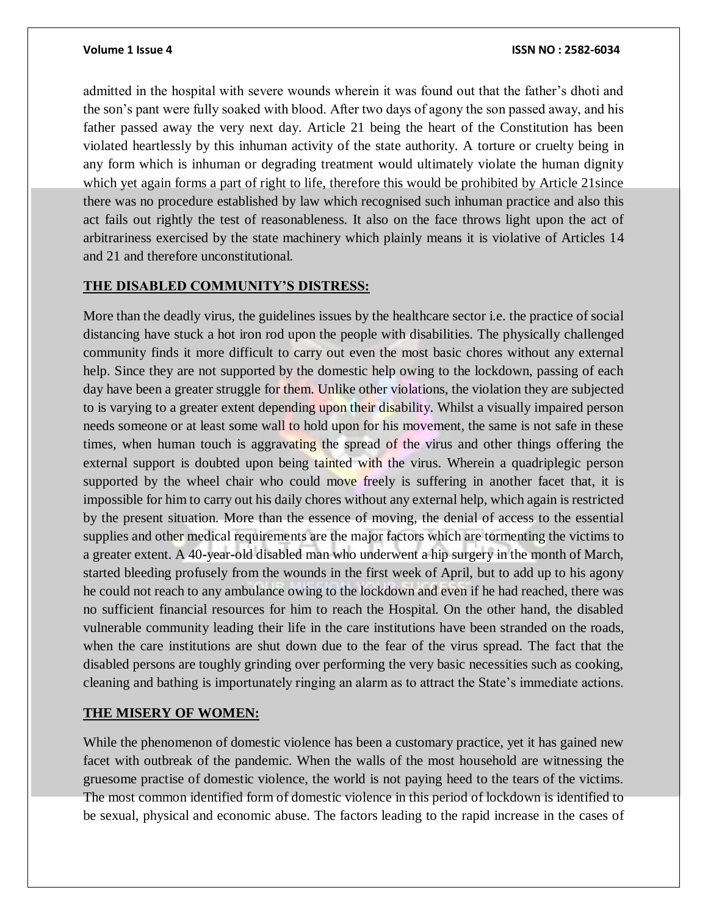admitted in the hospital with severe wounds wherein it was found out that the father's dhoti and the son's pant were fully soaked with blood. After two days of agony the son passed away, and his father passed away the very next day. Article 21 being the heart of the Constitution has been violated heartlessly by this inhuman activity of the state authority. A torture or cruelty being in any form which is inhuman or degrading treatment would ultimately violate the human dignity which yet again forms a part of right to life, therefore this would be prohibited by Article 21since there was no procedure established by law which recognised such inhuman practice and also this act fails out rightly the test of reasonableness. It also on the face throws light upon the act of arbitrariness exercised by the state machinery which plainly means it is violative of Articles 14 and 21 and therefore unconstitutional.

**THE DISABLED COMMUNITY'S DISTRESS:**

More than the deadly virus, the guidelines issues by the healthcare sector i.e. the practice of social distancing have stuck a hot iron rod upon the people with disabilities. The physically challenged community finds it more difficult to carry out even the most basic chores without any external help. Since they are not supported by the domestic help owing to the lockdown, passing of each day have been a greater struggle for them. Unlike other violations, the violation they are subjected to is varying to a greater extent depending upon their disability. Whilst a visually impaired person needs someone or at least some wall to hold upon for his movement, the same is not safe in these times, when human touch is aggravating the spread of the virus and other things offering the external support is doubted upon being tainted with the virus. Wherein a quadriplegic person supported by the wheel chair who could move freely is suffering in another facet that, it is impossible for him to carry out his daily chores without any external help, which again is restricted by the present situation. More than the essence of moving, the denial of access to the essential supplies and other medical requirements are the major factors which are tormenting the victims to a greater extent. A 40-year-old disabled man who underwent a hip surgery in the month of March, started bleeding profusely from the wounds in the first week of April, but to add up to his agony he could not reach to any ambulance owing to the lockdown and even if he had reached, there was no sufficient financial resources for him to reach the Hospital. On the other hand, the disabled vulnerable community leading their life in the care institutions have been stranded on the roads, when the care institutions are shut down due to the fear of the virus spread. The fact that the disabled persons are toughly grinding over performing the very basic necessities such as cooking, cleaning and bathing is importunately ringing an alarm as to attract the State's immediate actions.

**THE MISERY OF WOMEN:**

While the phenomenon of domestic violence has been a customary practice, yet it has gained new facet with outbreak of the pandemic. When the walls of the most household are witnessing the gruesome practise of domestic violence, the world is not paying heed to the tears of the victims. The most common identified form of domestic violence in this period of lockdown is identified to be sexual, physical and economic abuse. The factors leading to the rapid increase in the cases of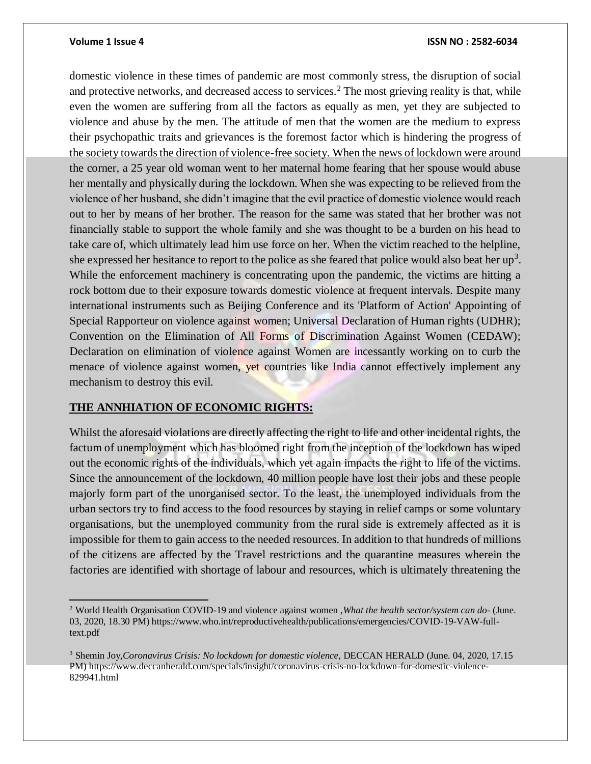domestic violence in these times of pandemic are most commonly stress, the disruption of social and protective networks, and decreased access to services.[2] The most grieving reality is that, while even the women are suffering from all the factors as equally as men, yet they are subjected to violence and abuse by the men. The attitude of men that the women are the medium to express their psychopathic traits and grievances is the foremost factor which is hindering the progress of the society towards the direction of violence-free society. When the news of lockdown were around the corner, a 25 year old woman went to her maternal home fearing that her spouse would abuse her mentally and physically during the lockdown. When she was expecting to be relieved from the violence of her husband, she didn't imagine that the evil practice of domestic violence would reach out to her by means of her brother. The reason for the same was stated that her brother was not financially stable to support the whole family and she was thought to be a burden on his head to take care of, which ultimately lead him use force on her. When the victim reached to the helpline, she expressed her hesitance to report to the police as she feared that police would also beat her up[3]. While the enforcement machinery is concentrating upon the pandemic, the victims are hitting a rock bottom due to their exposure towards domestic violence at frequent intervals. Despite many international instruments such as Beijing Conference and its 'Platform of Action' Appointing of Special Rapporteur on violence against women; Universal Declaration of Human rights (UDHR); Convention on the Elimination of All Forms of Discrimination Against Women (CEDAW); Declaration on elimination of violence against Women are incessantly working on to curb the menace of violence against women, yet countries like India cannot effectively implement any mechanism to destroy this evil.

**THE ANNHIATION OF ECONOMIC RIGHTS:**

Whilst the aforesaid violations are directly affecting the right to life and other incidental rights, the factum of unemployment which has bloomed right from the inception of the lockdown has wiped out the economic rights of the individuals, which yet again impacts the right to life of the victims. Since the announcement of the lockdown, 40 million people have lost their jobs and these people majorly form part of the unorganised sector. To the least, the unemployed individuals from the urban sectors try to find access to the food resources by staying in relief camps or some voluntary organisations, but the unemployed community from the rural side is extremely affected as it is impossible for them to gain access to the needed resources. In addition to that hundreds of millions of the citizens are affected by the Travel restrictions and the quarantine measures wherein the factories are identified with shortage of labour and resources, which is ultimately threatening the

---

[2] World Health Organisation COVID-19 and violence against women ,*What the health sector/system can do*- (June. 03, 2020, 18.30 PM) https://www.who.int/reproductivehealth/publications/emergencies/COVID-19-VAW-full-text.pdf

[3] Shemin Joy,*Coronavirus Crisis: No lockdown for domestic violence,* DECCAN HERALD (June. 04, 2020, 17.15 PM) https://www.deccanherald.com/specials/insight/coronavirus-crisis-no-lockdown-for-domestic-violence-829941.html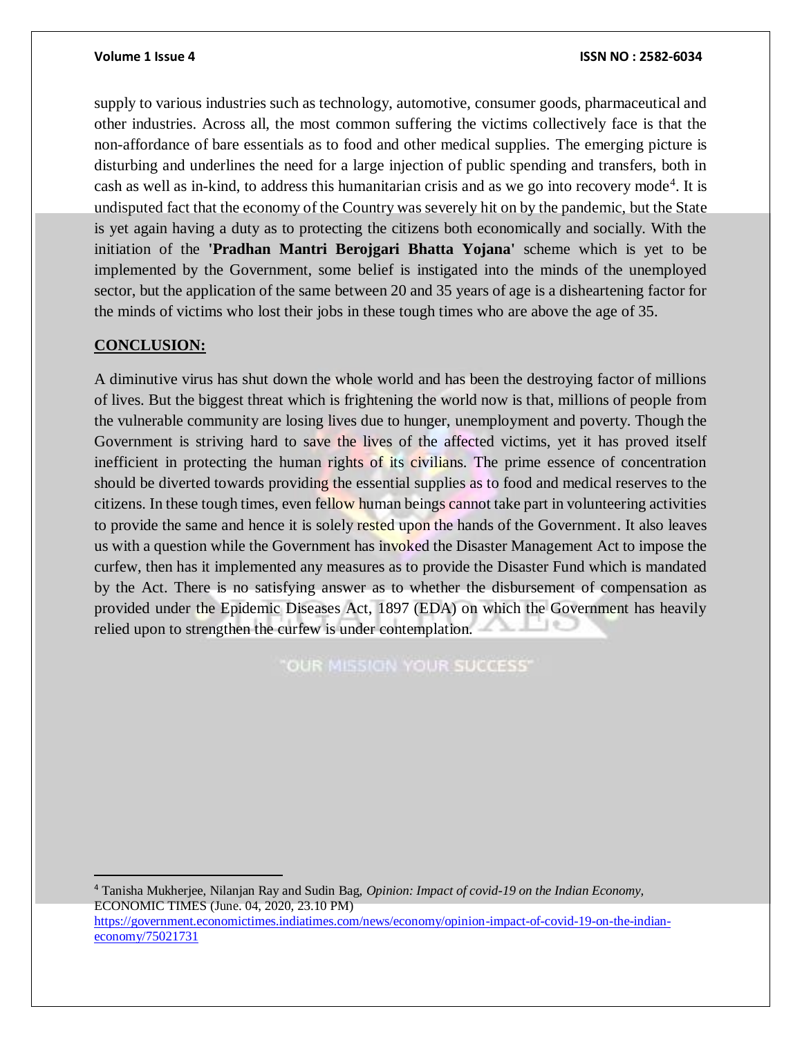supply to various industries such as technology, automotive, consumer goods, pharmaceutical and other industries. Across all, the most common suffering the victims collectively face is that the non-affordance of bare essentials as to food and other medical supplies. The emerging picture is disturbing and underlines the need for a large injection of public spending and transfers, both in cash as well as in-kind, to address this humanitarian crisis and as we go into recovery mode[4]. It is undisputed fact that the economy of the Country was severely hit on by the pandemic, but the State is yet again having a duty as to protecting the citizens both economically and socially. With the initiation of the **'Pradhan Mantri Berojgari Bhatta Yojana'** scheme which is yet to be implemented by the Government, some belief is instigated into the minds of the unemployed sector, but the application of the same between 20 and 35 years of age is a disheartening factor for the minds of victims who lost their jobs in these tough times who are above the age of 35.

## CONCLUSION:

A diminutive virus has shut down the whole world and has been the destroying factor of millions of lives. But the biggest threat which is frightening the world now is that, millions of people from the vulnerable community are losing lives due to hunger, unemployment and poverty. Though the Government is striving hard to save the lives of the affected victims, yet it has proved itself inefficient in protecting the human rights of its civilians. The prime essence of concentration should be diverted towards providing the essential supplies as to food and medical reserves to the citizens. In these tough times, even fellow human beings cannot take part in volunteering activities to provide the same and hence it is solely rested upon the hands of the Government. It also leaves us with a question while the Government has invoked the Disaster Management Act to impose the curfew, then has it implemented any measures as to provide the Disaster Fund which is mandated by the Act. There is no satisfying answer as to whether the disbursement of compensation as provided under the Epidemic Diseases Act, 1897 (EDA) on which the Government has heavily relied upon to strengthen the curfew is under contemplation.

---

[4] Tanisha Mukherjee, Nilanjan Ray and Sudin Bag, *Opinion: Impact of covid-19 on the Indian Economy,* ECONOMIC TIMES (June. 04, 2020, 23.10 PM) https://government.economictimes.indiatimes.com/news/economy/opinion-impact-of-covid-19-on-the-indian-economy/75021731